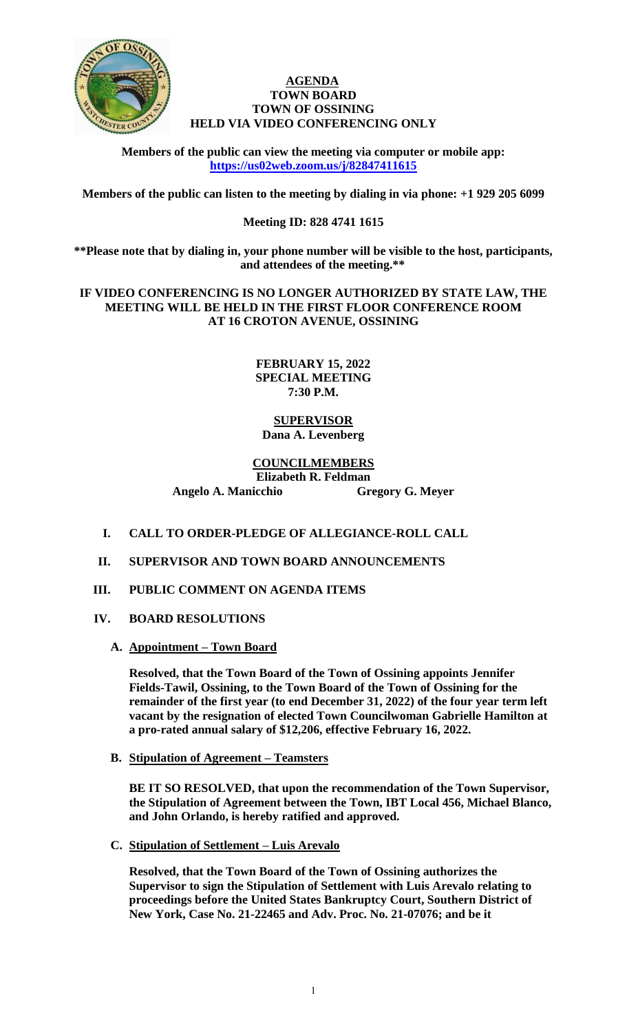# AGENDA
## TOWN BOARD
## TOWN OF OSSINING
## HELD VIA VIDEO CONFERENCING ONLY

**Members of the public can view the meeting via computer or mobile app:**
**https://us02web.zoom.us/j/82847411615**

**Members of the public can listen to the meeting by dialing in via phone: +1 929 205 6099**

**Meeting ID: 828 4741 1615**

**\*\*Please note that by dialing in, your phone number will be visible to the host, participants, and attendees of the meeting.\*\***

**IF VIDEO CONFERENCING IS NO LONGER AUTHORIZED BY STATE LAW, THE MEETING WILL BE HELD IN THE FIRST FLOOR CONFERENCE ROOM AT 16 CROTON AVENUE, OSSINING**

**FEBRUARY 15, 2022**
**SPECIAL MEETING**
**7:30 P.M.**

**SUPERVISOR**
**Dana A. Levenberg**

**COUNCILMEMBERS**
**Elizabeth R. Feldman**
**Angelo A. Manicchio** **Gregory G. Meyer**

**I. CALL TO ORDER-PLEDGE OF ALLEGIANCE-ROLL CALL**

**II. SUPERVISOR AND TOWN BOARD ANNOUNCEMENTS**

**III. PUBLIC COMMENT ON AGENDA ITEMS**

**IV. BOARD RESOLUTIONS**

**A. Appointment – Town Board**

**Resolved, that the Town Board of the Town of Ossining appoints Jennifer Fields-Tawil, Ossining, to the Town Board of the Town of Ossining for the remainder of the first year (to end December 31, 2022) of the four year term left vacant by the resignation of elected Town Councilwoman Gabrielle Hamilton at a pro-rated annual salary of $12,206, effective February 16, 2022.**

**B. Stipulation of Agreement – Teamsters**

**BE IT SO RESOLVED, that upon the recommendation of the Town Supervisor, the Stipulation of Agreement between the Town, IBT Local 456, Michael Blanco, and John Orlando, is hereby ratified and approved.**

**C. Stipulation of Settlement – Luis Arevalo**

**Resolved, that the Town Board of the Town of Ossining authorizes the Supervisor to sign the Stipulation of Settlement with Luis Arevalo relating to proceedings before the United States Bankruptcy Court, Southern District of New York, Case No. 21-22465 and Adv. Proc. No. 21-07076; and be it**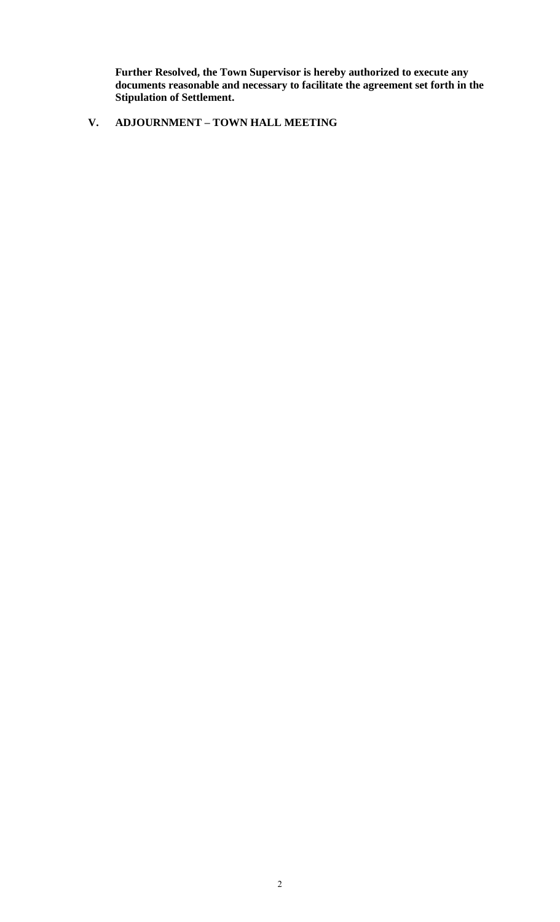**Further Resolved, the Town Supervisor is hereby authorized to execute any documents reasonable and necessary to facilitate the agreement set forth in the Stipulation of Settlement.**

## V. ADJOURNMENT – TOWN HALL MEETING